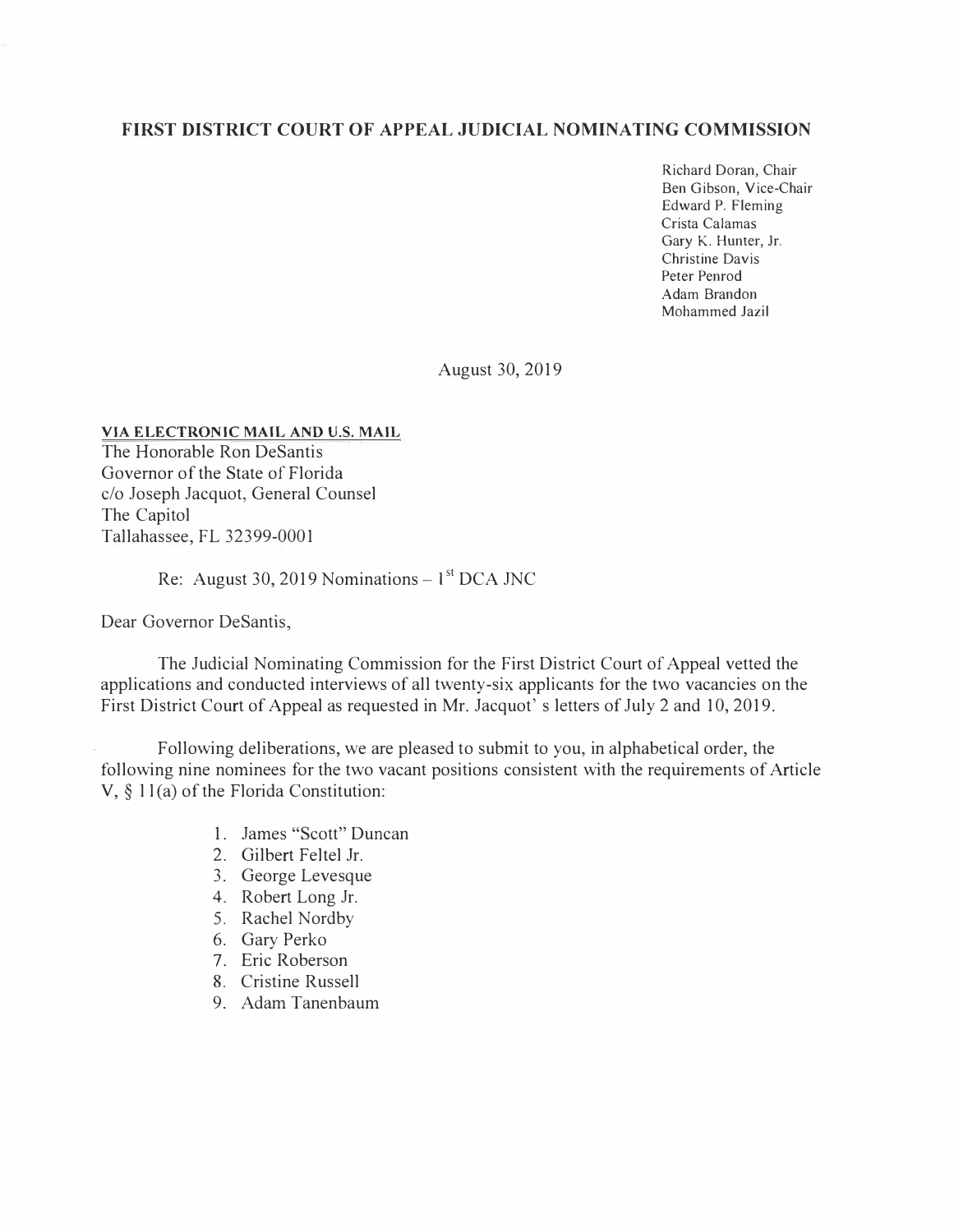# FIRST DISTRICT COURT OF APPEAL JUDICIAL NOMINATING COMMISSION

Richard Doran, Chair
Ben Gibson, Vice-Chair
Edward P. Fleming
Crista Calamas
Gary K. Hunter, Jr.
Christine Davis
Peter Penrod
Adam Brandon
Mohammed Jazil

August 30, 2019

**VIA ELECTRONIC MAIL AND U.S. MAIL**
The Honorable Ron DeSantis
Governor of the State of Florida
c/o Joseph Jacquot, General Counsel
The Capitol
Tallahassee, FL 32399-0001

Re: August 30, 2019 Nominations – 1st DCA JNC

Dear Governor DeSantis,

The Judicial Nominating Commission for the First District Court of Appeal vetted the applications and conducted interviews of all twenty-six applicants for the two vacancies on the First District Court of Appeal as requested in Mr. Jacquot's letters of July 2 and 10, 2019.

Following deliberations, we are pleased to submit to you, in alphabetical order, the following nine nominees for the two vacant positions consistent with the requirements of Article V, § 11(a) of the Florida Constitution:

1. James "Scott" Duncan
2. Gilbert Feltel Jr.
3. George Levesque
4. Robert Long Jr.
5. Rachel Nordby
6. Gary Perko
7. Eric Roberson
8. Cristine Russell
9. Adam Tanenbaum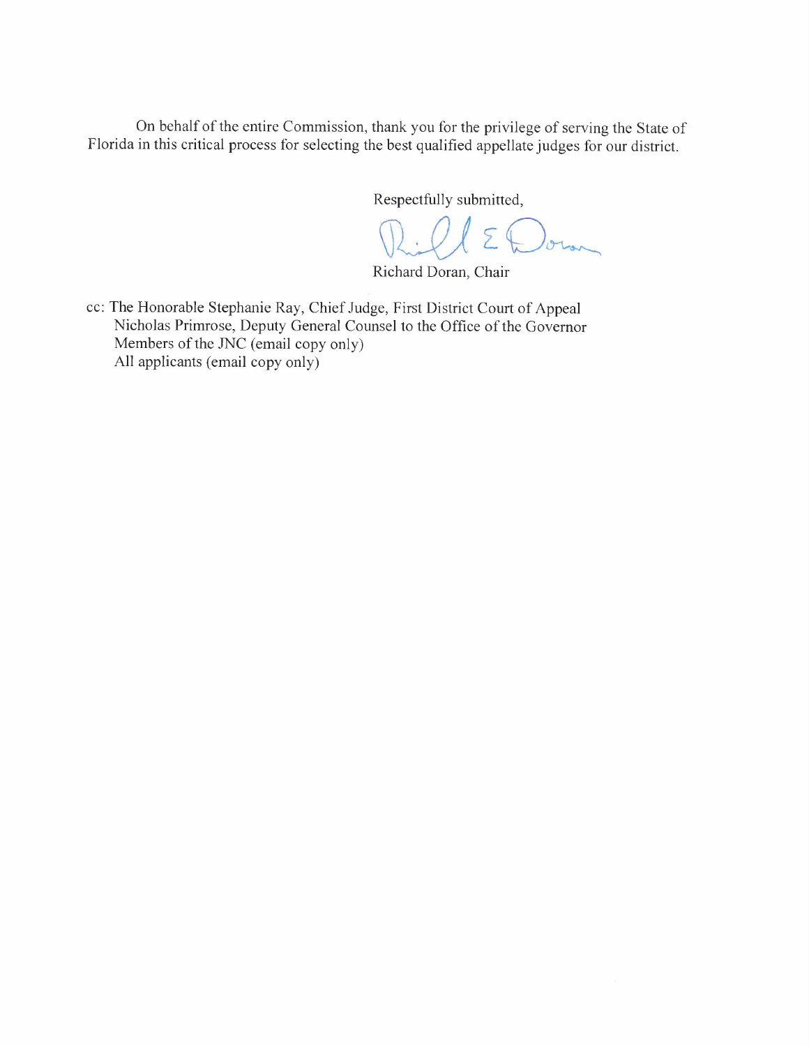On behalf of the entire Commission, thank you for the privilege of serving the State of Florida in this critical process for selecting the best qualified appellate judges for our district.

Respectfully submitted,

Richard Doran, Chair

cc: The Honorable Stephanie Ray, Chief Judge, First District Court of Appeal
Nicholas Primrose, Deputy General Counsel to the Office of the Governor
Members of the JNC (email copy only)
All applicants (email copy only)